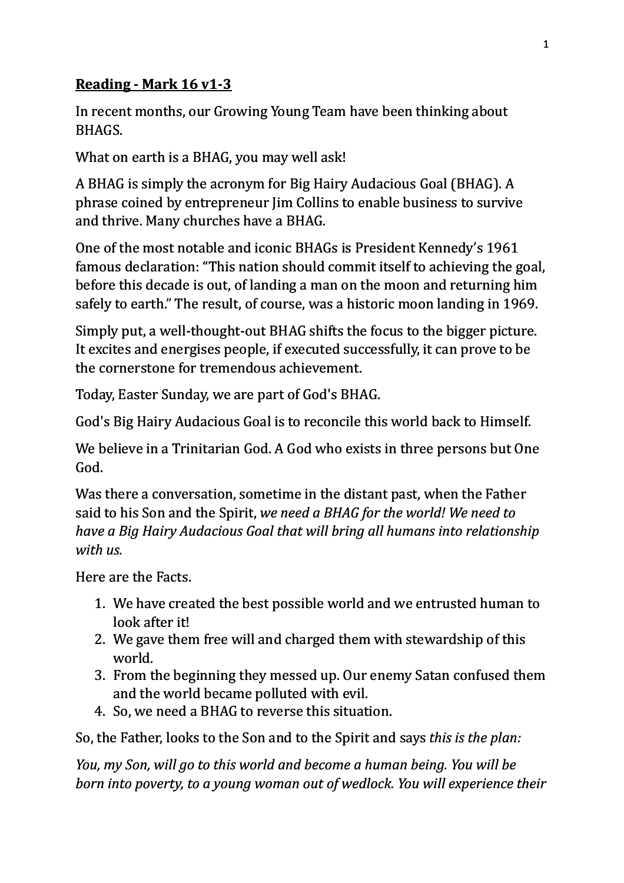**Reading - Mark 16 v1-3**

In recent months, our Growing Young Team have been thinking about BHAGS.

What on earth is a BHAG, you may well ask!

A BHAG is simply the acronym for Big Hairy Audacious Goal (BHAG). A phrase coined by entrepreneur Jim Collins to enable business to survive and thrive. Many churches have a BHAG.

One of the most notable and iconic BHAGs is President Kennedy's 1961 famous declaration: "This nation should commit itself to achieving the goal, before this decade is out, of landing a man on the moon and returning him safely to earth." The result, of course, was a historic moon landing in 1969.

Simply put, a well-thought-out BHAG shifts the focus to the bigger picture. It excites and energises people, if executed successfully, it can prove to be the cornerstone for tremendous achievement.

Today, Easter Sunday, we are part of God's BHAG.

God's Big Hairy Audacious Goal is to reconcile this world back to Himself.

We believe in a Trinitarian God. A God who exists in three persons but One God.

Was there a conversation, sometime in the distant past, when the Father said to his Son and the Spirit, *we need a BHAG for the world! We need to have a Big Hairy Audacious Goal that will bring all humans into relationship with us.*

Here are the Facts.

1. We have created the best possible world and we entrusted human to look after it!
2. We gave them free will and charged them with stewardship of this world.
3. From the beginning they messed up. Our enemy Satan confused them and the world became polluted with evil.
4. So, we need a BHAG to reverse this situation.

So, the Father, looks to the Son and to the Spirit and says *this is the plan:*

*You, my Son, will go to this world and become a human being. You will be born into poverty, to a young woman out of wedlock. You will experience their*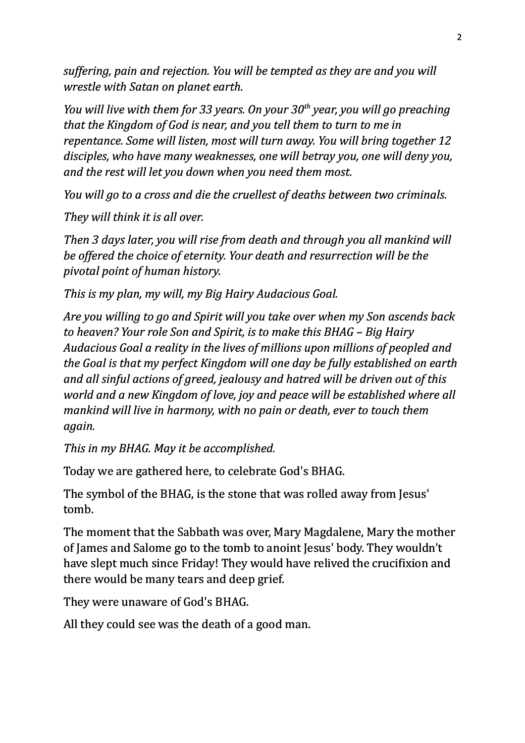*suffering, pain and rejection. You will be tempted as they are and you will wrestle with Satan on planet earth.*

*You will live with them for 33 years. On your 30th year, you will go preaching that the Kingdom of God is near, and you tell them to turn to me in repentance. Some will listen, most will turn away. You will bring together 12 disciples, who have many weaknesses, one will betray you, one will deny you, and the rest will let you down when you need them most.*

*You will go to a cross and die the cruellest of deaths between two criminals.*

*They will think it is all over.*

*Then 3 days later, you will rise from death and through you all mankind will be offered the choice of eternity. Your death and resurrection will be the pivotal point of human history.*

*This is my plan, my will, my Big Hairy Audacious Goal.*

*Are you willing to go and Spirit will you take over when my Son ascends back to heaven? Your role Son and Spirit, is to make this BHAG – Big Hairy Audacious Goal a reality in the lives of millions upon millions of peopled and the Goal is that my perfect Kingdom will one day be fully established on earth and all sinful actions of greed, jealousy and hatred will be driven out of this world and a new Kingdom of love, joy and peace will be established where all mankind will live in harmony, with no pain or death, ever to touch them again.*

*This in my BHAG. May it be accomplished.*

Today we are gathered here, to celebrate God's BHAG.

The symbol of the BHAG, is the stone that was rolled away from Jesus' tomb.

The moment that the Sabbath was over, Mary Magdalene, Mary the mother of James and Salome go to the tomb to anoint Jesus' body. They wouldn't have slept much since Friday! They would have relived the crucifixion and there would be many tears and deep grief.

They were unaware of God's BHAG.

All they could see was the death of a good man.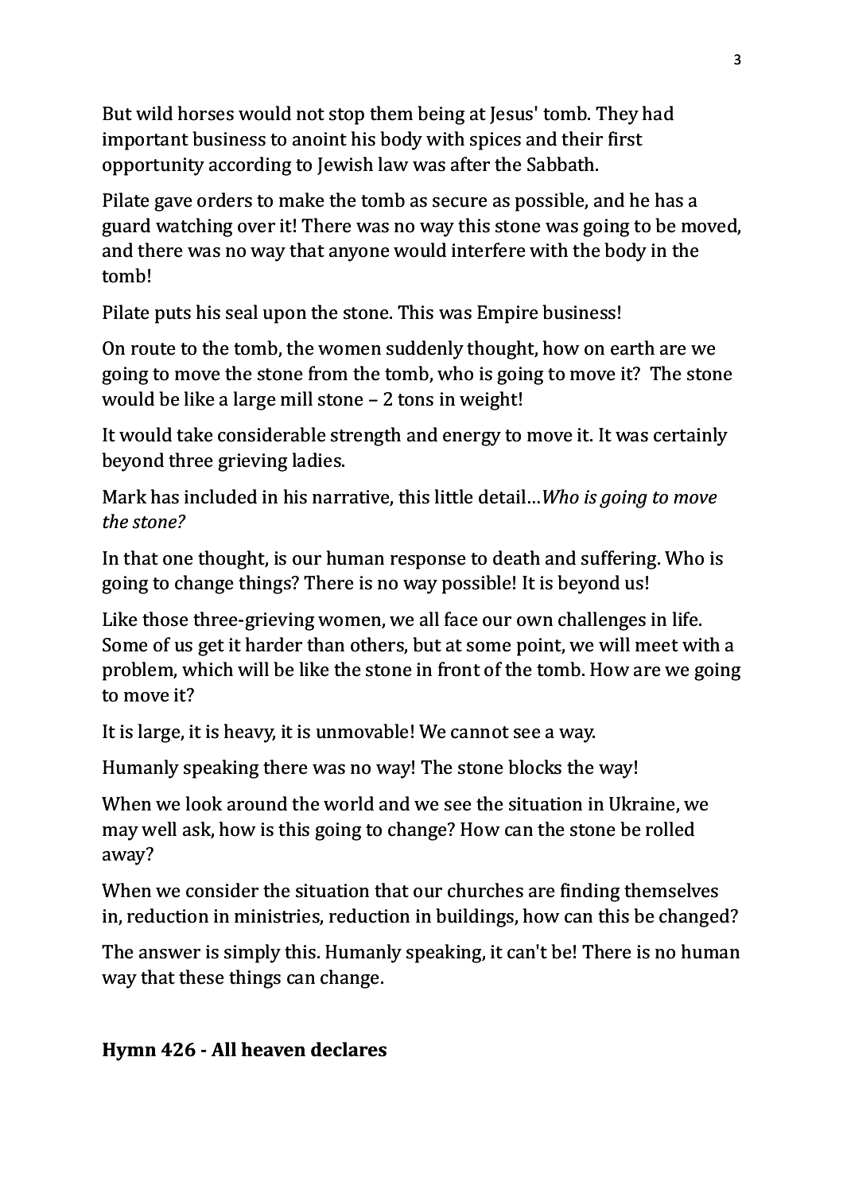But wild horses would not stop them being at Jesus' tomb. They had important business to anoint his body with spices and their first opportunity according to Jewish law was after the Sabbath.

Pilate gave orders to make the tomb as secure as possible, and he has a guard watching over it! There was no way this stone was going to be moved, and there was no way that anyone would interfere with the body in the tomb!

Pilate puts his seal upon the stone. This was Empire business!

On route to the tomb, the women suddenly thought, how on earth are we going to move the stone from the tomb, who is going to move it? The stone would be like a large mill stone – 2 tons in weight!

It would take considerable strength and energy to move it. It was certainly beyond three grieving ladies.

Mark has included in his narrative, this little detail…*Who is going to move the stone?*

In that one thought, is our human response to death and suffering. Who is going to change things? There is no way possible! It is beyond us!

Like those three-grieving women, we all face our own challenges in life. Some of us get it harder than others, but at some point, we will meet with a problem, which will be like the stone in front of the tomb. How are we going to move it?

It is large, it is heavy, it is unmovable! We cannot see a way.

Humanly speaking there was no way! The stone blocks the way!

When we look around the world and we see the situation in Ukraine, we may well ask, how is this going to change? How can the stone be rolled away?

When we consider the situation that our churches are finding themselves in, reduction in ministries, reduction in buildings, how can this be changed?

The answer is simply this. Humanly speaking, it can't be! There is no human way that these things can change.

**Hymn 426 - All heaven declares**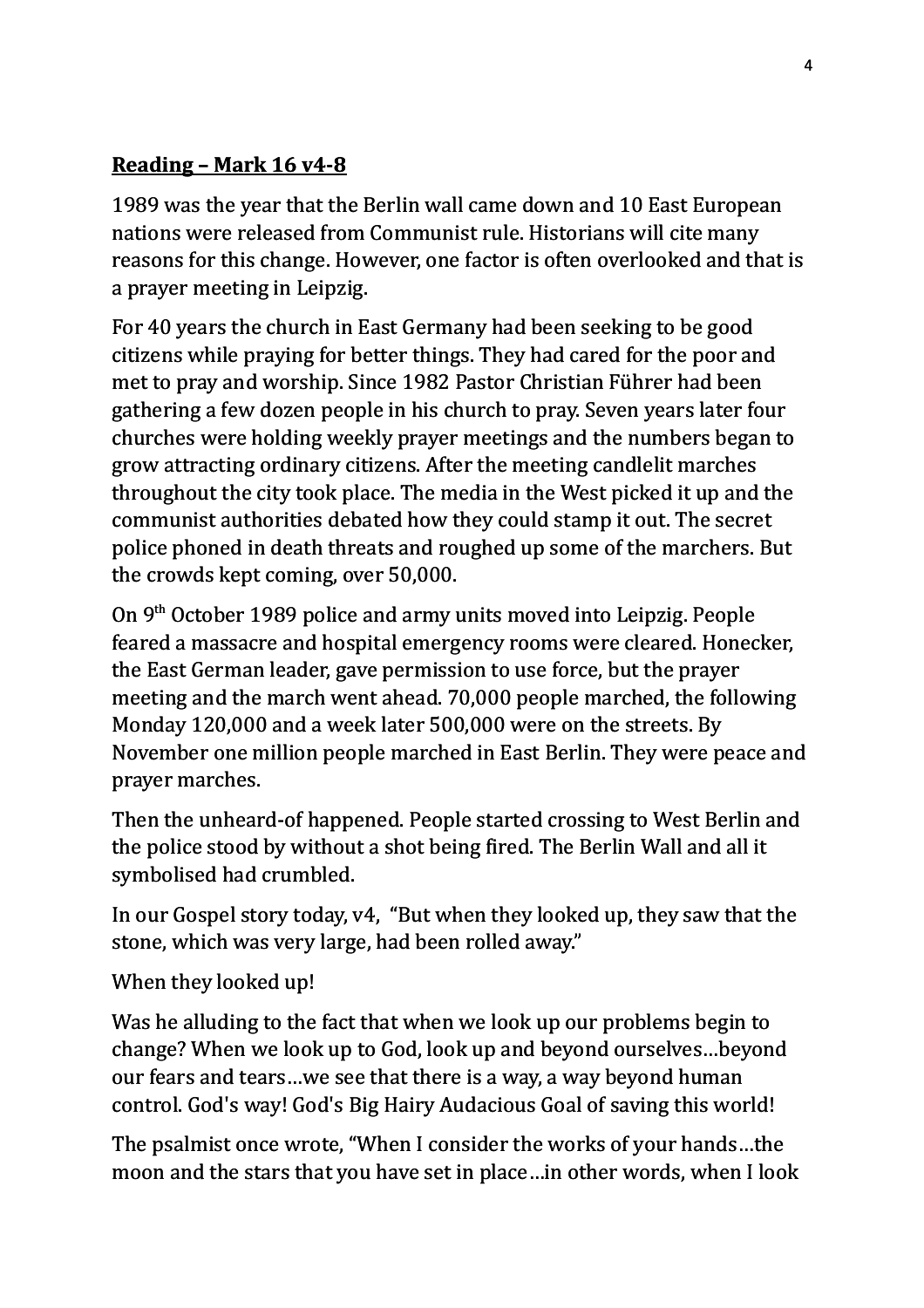**Reading – Mark 16 v4-8**

1989 was the year that the Berlin wall came down and 10 East European nations were released from Communist rule. Historians will cite many reasons for this change. However, one factor is often overlooked and that is a prayer meeting in Leipzig.

For 40 years the church in East Germany had been seeking to be good citizens while praying for better things. They had cared for the poor and met to pray and worship. Since 1982 Pastor Christian Führer had been gathering a few dozen people in his church to pray. Seven years later four churches were holding weekly prayer meetings and the numbers began to grow attracting ordinary citizens. After the meeting candlelit marches throughout the city took place. The media in the West picked it up and the communist authorities debated how they could stamp it out. The secret police phoned in death threats and roughed up some of the marchers. But the crowds kept coming, over 50,000.

On 9th October 1989 police and army units moved into Leipzig. People feared a massacre and hospital emergency rooms were cleared. Honecker, the East German leader, gave permission to use force, but the prayer meeting and the march went ahead. 70,000 people marched, the following Monday 120,000 and a week later 500,000 were on the streets. By November one million people marched in East Berlin. They were peace and prayer marches.

Then the unheard-of happened. People started crossing to West Berlin and the police stood by without a shot being fired. The Berlin Wall and all it symbolised had crumbled.

In our Gospel story today, v4, "But when they looked up, they saw that the stone, which was very large, had been rolled away."

When they looked up!

Was he alluding to the fact that when we look up our problems begin to change? When we look up to God, look up and beyond ourselves…beyond our fears and tears…we see that there is a way, a way beyond human control. God's way! God's Big Hairy Audacious Goal of saving this world!

The psalmist once wrote, "When I consider the works of your hands…the moon and the stars that you have set in place…in other words, when I look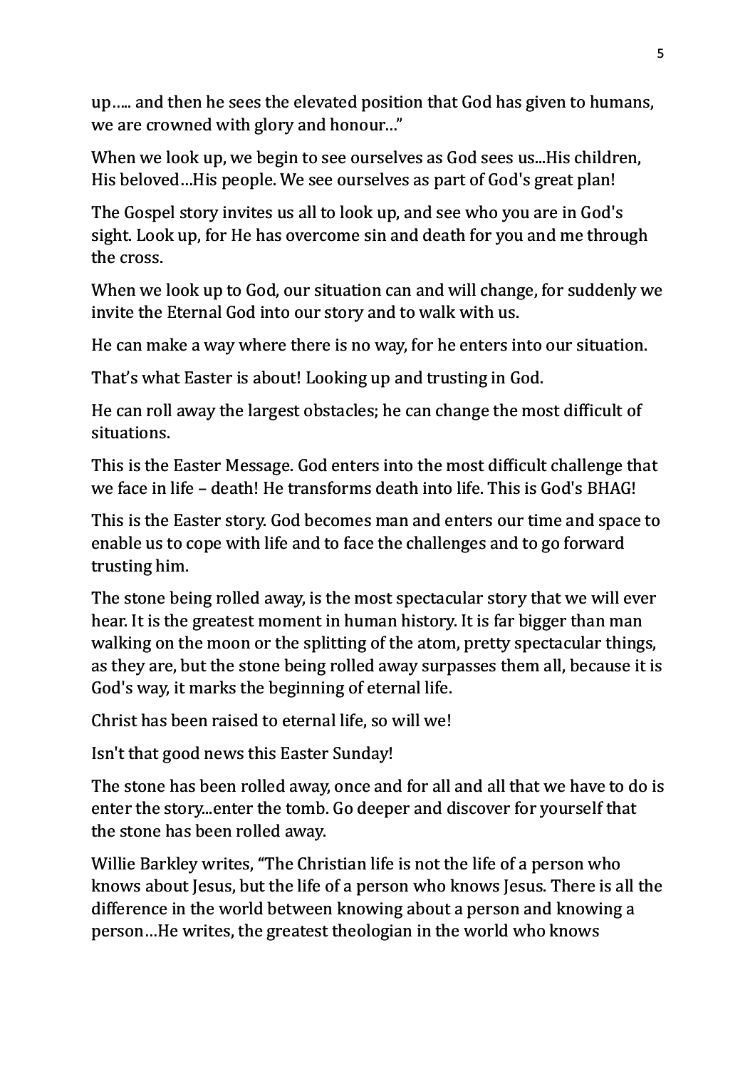up….. and then he sees the elevated position that God has given to humans, we are crowned with glory and honour…"

When we look up, we begin to see ourselves as God sees us...His children, His beloved…His people. We see ourselves as part of God's great plan!

The Gospel story invites us all to look up, and see who you are in God's sight. Look up, for He has overcome sin and death for you and me through the cross.

When we look up to God, our situation can and will change, for suddenly we invite the Eternal God into our story and to walk with us.

He can make a way where there is no way, for he enters into our situation.

That's what Easter is about! Looking up and trusting in God.

He can roll away the largest obstacles; he can change the most difficult of situations.

This is the Easter Message. God enters into the most difficult challenge that we face in life – death! He transforms death into life. This is God's BHAG!

This is the Easter story. God becomes man and enters our time and space to enable us to cope with life and to face the challenges and to go forward trusting him.

The stone being rolled away, is the most spectacular story that we will ever hear. It is the greatest moment in human history. It is far bigger than man walking on the moon or the splitting of the atom, pretty spectacular things, as they are, but the stone being rolled away surpasses them all, because it is God's way, it marks the beginning of eternal life.

Christ has been raised to eternal life, so will we!

Isn't that good news this Easter Sunday!

The stone has been rolled away, once and for all and all that we have to do is enter the story...enter the tomb. Go deeper and discover for yourself that the stone has been rolled away.

Willie Barkley writes, "The Christian life is not the life of a person who knows about Jesus, but the life of a person who knows Jesus. There is all the difference in the world between knowing about a person and knowing a person…He writes, the greatest theologian in the world who knows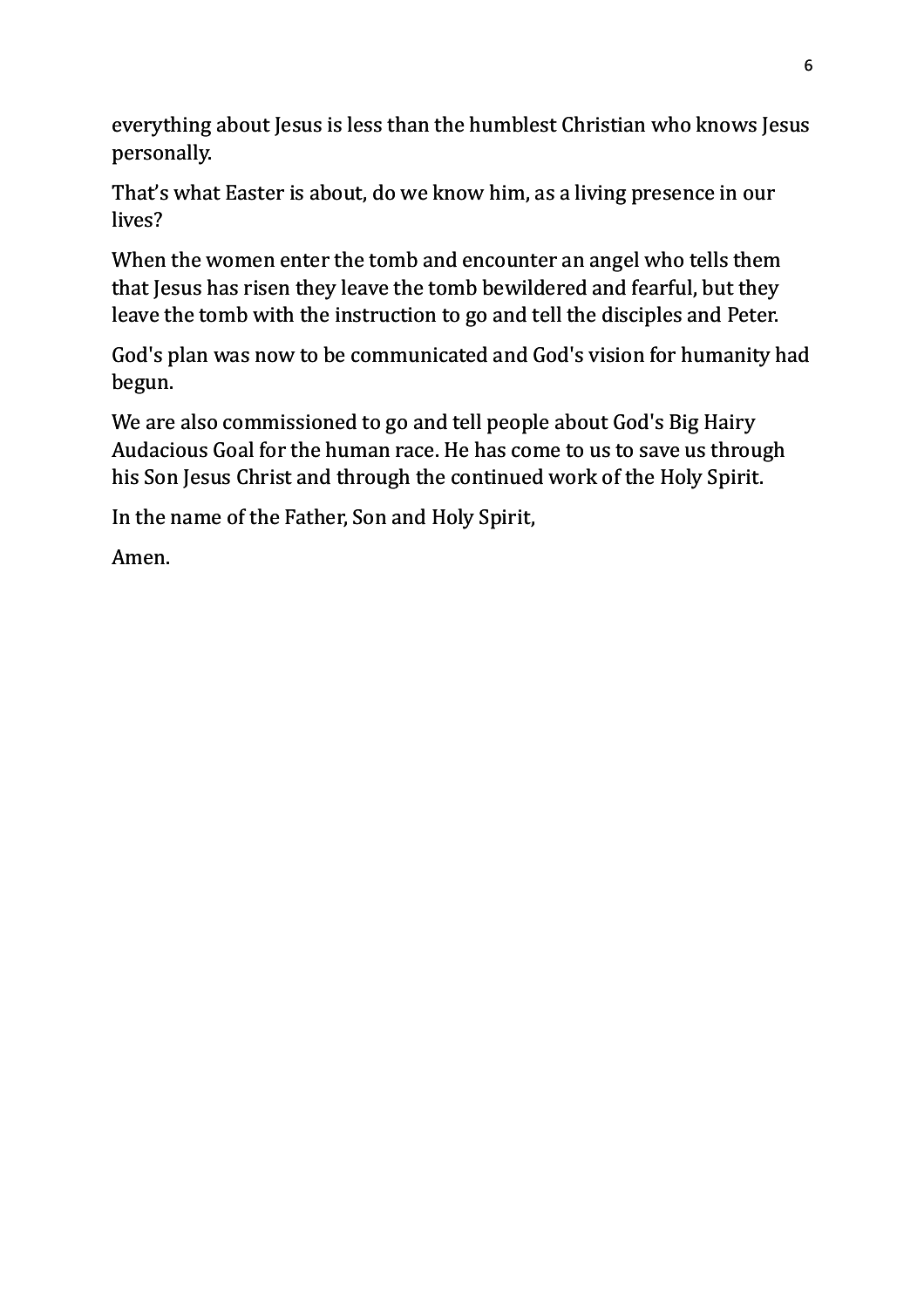everything about Jesus is less than the humblest Christian who knows Jesus personally.

That's what Easter is about, do we know him, as a living presence in our lives?

When the women enter the tomb and encounter an angel who tells them that Jesus has risen they leave the tomb bewildered and fearful, but they leave the tomb with the instruction to go and tell the disciples and Peter.

God's plan was now to be communicated and God's vision for humanity had begun.

We are also commissioned to go and tell people about God's Big Hairy Audacious Goal for the human race. He has come to us to save us through his Son Jesus Christ and through the continued work of the Holy Spirit.

In the name of the Father, Son and Holy Spirit,

Amen.